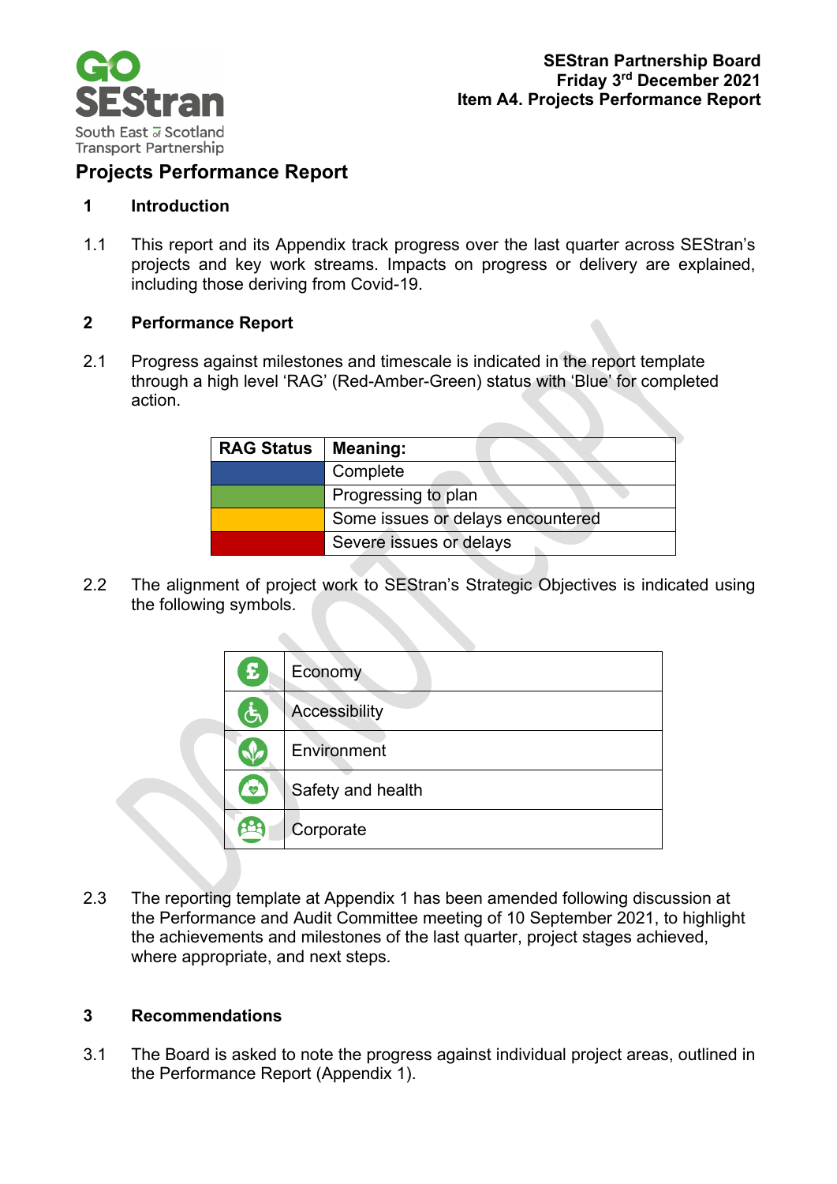SEStran Partnership Board
Friday 3rd December 2021
Item A4. Projects Performance Report

# Projects Performance Report

## 1 Introduction

1.1 This report and its Appendix track progress over the last quarter across SEStran's projects and key work streams. Impacts on progress or delivery are explained, including those deriving from Covid-19.

## 2 Performance Report

2.1 Progress against milestones and timescale is indicated in the report template through a high level 'RAG' (Red-Amber-Green) status with 'Blue' for completed action.

| RAG Status | Meaning: |
| --- | --- |
| Blue | Complete |
| Green | Progressing to plan |
| Amber | Some issues or delays encountered |
| Red | Severe issues or delays |

2.2 The alignment of project work to SEStran's Strategic Objectives is indicated using the following symbols.

| Symbol | Objective |
| --- | --- |
| £ | Economy |
| Accessibility symbol | Accessibility |
| Environment symbol | Environment |
| Safety and health symbol | Safety and health |
| Corporate symbol | Corporate |

2.3 The reporting template at Appendix 1 has been amended following discussion at the Performance and Audit Committee meeting of 10 September 2021, to highlight the achievements and milestones of the last quarter, project stages achieved, where appropriate, and next steps.

## 3 Recommendations

3.1 The Board is asked to note the progress against individual project areas, outlined in the Performance Report (Appendix 1).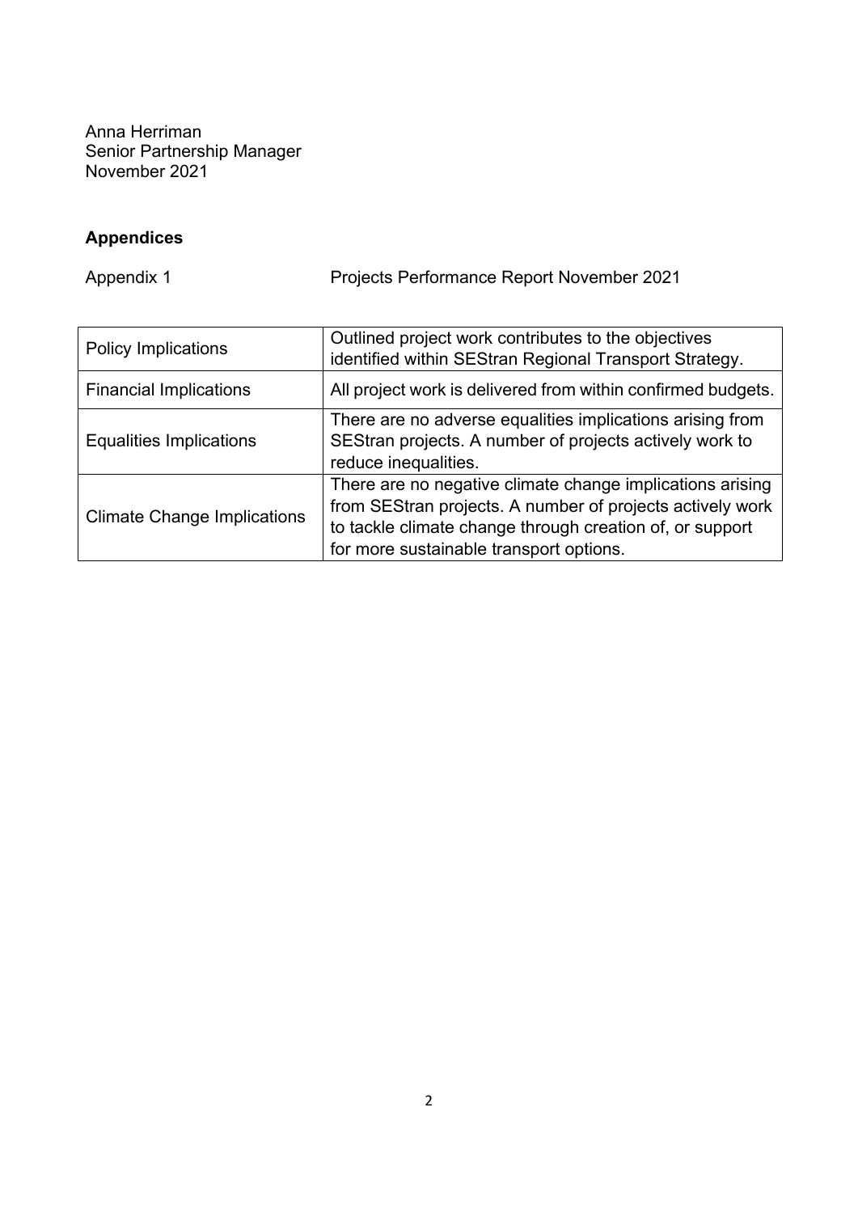Anna Herriman
Senior Partnership Manager
November 2021

**Appendices**

Appendix 1 Projects Performance Report November 2021

| Policy Implications | Outlined project work contributes to the objectives identified within SEStran Regional Transport Strategy. |
|---|---|
| Financial Implications | All project work is delivered from within confirmed budgets. |
| Equalities Implications | There are no adverse equalities implications arising from SEStran projects. A number of projects actively work to reduce inequalities. |
| Climate Change Implications | There are no negative climate change implications arising from SEStran projects. A number of projects actively work to tackle climate change through creation of, or support for more sustainable transport options. |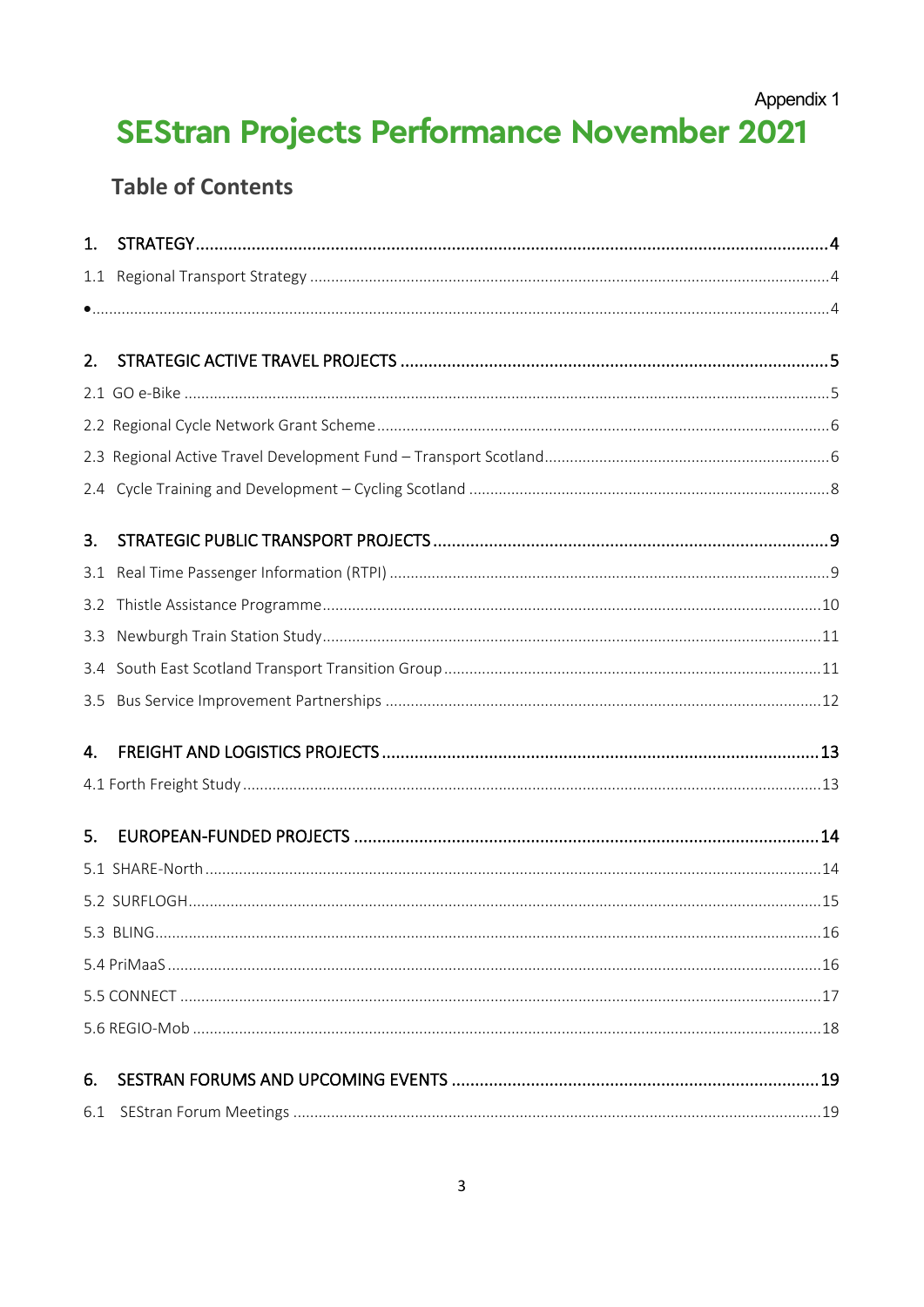Appendix 1

# SEStran Projects Performance November 2021

## Table of Contents

1. STRATEGY....4
   - 1.1 Regional Transport Strategy....4
   - •....4
2. STRATEGIC ACTIVE TRAVEL PROJECTS....5
   - 2.1 GO e-Bike....5
   - 2.2 Regional Cycle Network Grant Scheme....6
   - 2.3 Regional Active Travel Development Fund – Transport Scotland....6
   - 2.4 Cycle Training and Development – Cycling Scotland....8
3. STRATEGIC PUBLIC TRANSPORT PROJECTS....9
   - 3.1 Real Time Passenger Information (RTPI)....9
   - 3.2 Thistle Assistance Programme....10
   - 3.3 Newburgh Train Station Study....11
   - 3.4 South East Scotland Transport Transition Group....11
   - 3.5 Bus Service Improvement Partnerships....12
4. FREIGHT AND LOGISTICS PROJECTS....13
   - 4.1 Forth Freight Study....13
5. EUROPEAN-FUNDED PROJECTS....14
   - 5.1 SHARE-North....14
   - 5.2 SURFLOGH....15
   - 5.3 BLING....16
   - 5.4 PriMaaS....16
   - 5.5 CONNECT....17
   - 5.6 REGIO-Mob....18
6. SESTRAN FORUMS AND UPCOMING EVENTS....19
   - 6.1 SEStran Forum Meetings....19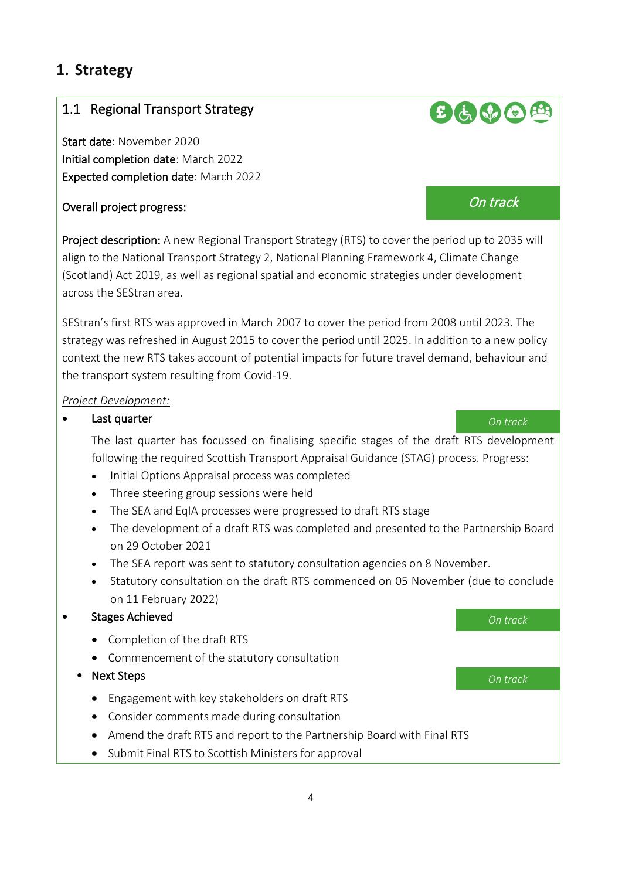# 1. Strategy

## 1.1 Regional Transport Strategy

**Start date**: November 2020
**Initial completion date**: March 2022
**Expected completion date**: March 2022

**Overall project progress:** *On track*

**Project description:** A new Regional Transport Strategy (RTS) to cover the period up to 2035 will align to the National Transport Strategy 2, National Planning Framework 4, Climate Change (Scotland) Act 2019, as well as regional spatial and economic strategies under development across the SEStran area.

SEStran's first RTS was approved in March 2007 to cover the period from 2008 until 2023. The strategy was refreshed in August 2015 to cover the period until 2025. In addition to a new policy context the new RTS takes account of potential impacts for future travel demand, behaviour and the transport system resulting from Covid-19.

*Project Development:*

- **Last quarter** — *On track*

  The last quarter has focussed on finalising specific stages of the draft RTS development following the required Scottish Transport Appraisal Guidance (STAG) process. Progress:

  - Initial Options Appraisal process was completed
  - Three steering group sessions were held
  - The SEA and EqIA processes were progressed to draft RTS stage
  - The development of a draft RTS was completed and presented to the Partnership Board on 29 October 2021
  - The SEA report was sent to statutory consultation agencies on 8 November.
  - Statutory consultation on the draft RTS commenced on 05 November (due to conclude on 11 February 2022)

- **Stages Achieved** — *On track*

  - Completion of the draft RTS
  - Commencement of the statutory consultation

- **Next Steps** — *On track*

  - Engagement with key stakeholders on draft RTS
  - Consider comments made during consultation
  - Amend the draft RTS and report to the Partnership Board with Final RTS
  - Submit Final RTS to Scottish Ministers for approval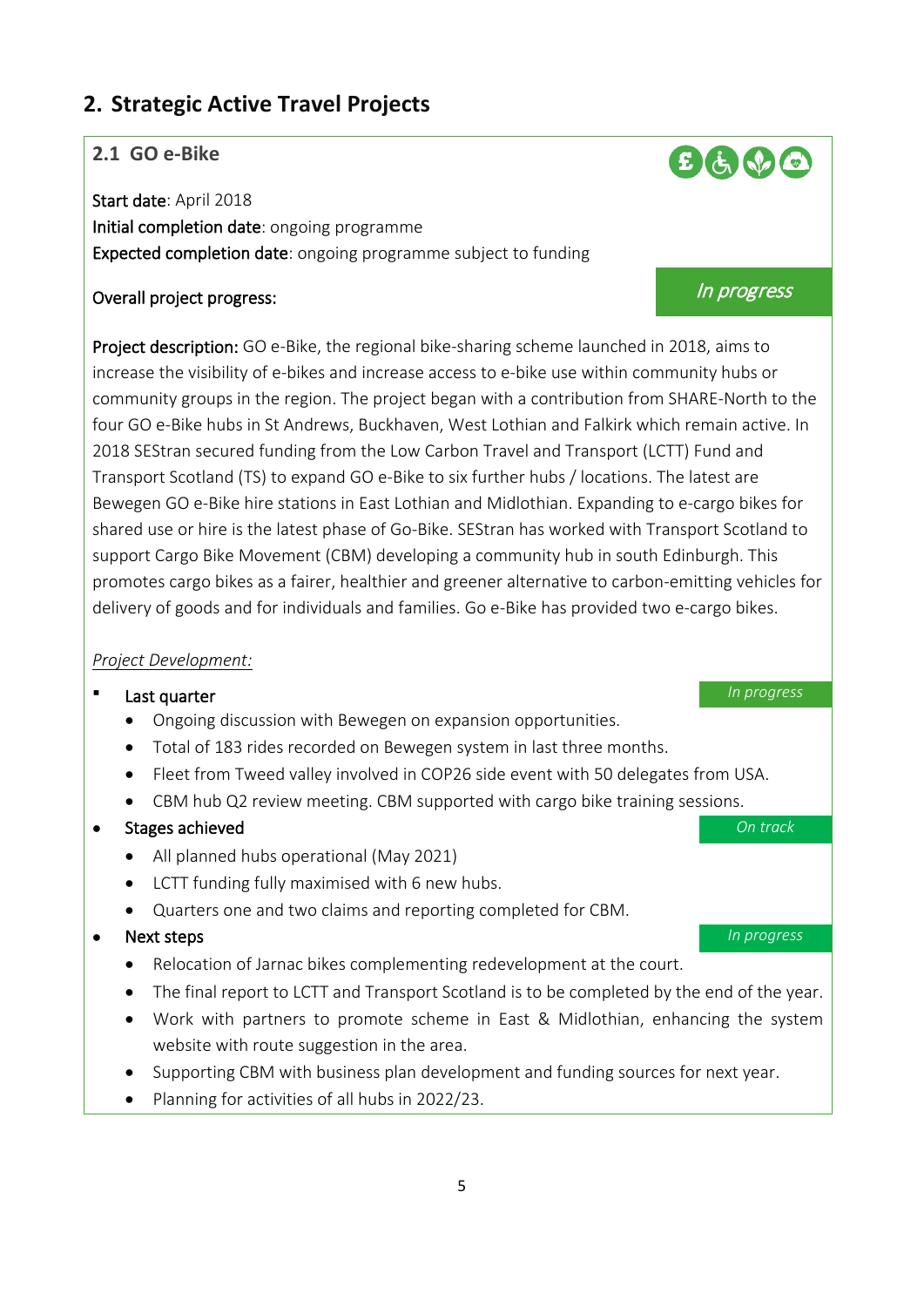## 2. Strategic Active Travel Projects

### 2.1 GO e-Bike

**Start date**: April 2018
**Initial completion date**: ongoing programme
**Expected completion date**: ongoing programme subject to funding

**Overall project progress:** *In progress*

**Project description:** GO e-Bike, the regional bike-sharing scheme launched in 2018, aims to increase the visibility of e-bikes and increase access to e-bike use within community hubs or community groups in the region. The project began with a contribution from SHARE-North to the four GO e-Bike hubs in St Andrews, Buckhaven, West Lothian and Falkirk which remain active. In 2018 SEStran secured funding from the Low Carbon Travel and Transport (LCTT) Fund and Transport Scotland (TS) to expand GO e-Bike to six further hubs / locations. The latest are Bewegen GO e-Bike hire stations in East Lothian and Midlothian. Expanding to e-cargo bikes for shared use or hire is the latest phase of Go-Bike. SEStran has worked with Transport Scotland to support Cargo Bike Movement (CBM) developing a community hub in south Edinburgh. This promotes cargo bikes as a fairer, healthier and greener alternative to carbon-emitting vehicles for delivery of goods and for individuals and families. Go e-Bike has provided two e-cargo bikes.

*Project Development:*

- Last quarter — *In progress*
  - Ongoing discussion with Bewegen on expansion opportunities.
  - Total of 183 rides recorded on Bewegen system in last three months.
  - Fleet from Tweed valley involved in COP26 side event with 50 delegates from USA.
  - CBM hub Q2 review meeting. CBM supported with cargo bike training sessions.
- Stages achieved — *On track*
  - All planned hubs operational (May 2021)
  - LCTT funding fully maximised with 6 new hubs.
  - Quarters one and two claims and reporting completed for CBM.
- Next steps — *In progress*
  - Relocation of Jarnac bikes complementing redevelopment at the court.
  - The final report to LCTT and Transport Scotland is to be completed by the end of the year.
  - Work with partners to promote scheme in East & Midlothian, enhancing the system website with route suggestion in the area.
  - Supporting CBM with business plan development and funding sources for next year.
  - Planning for activities of all hubs in 2022/23.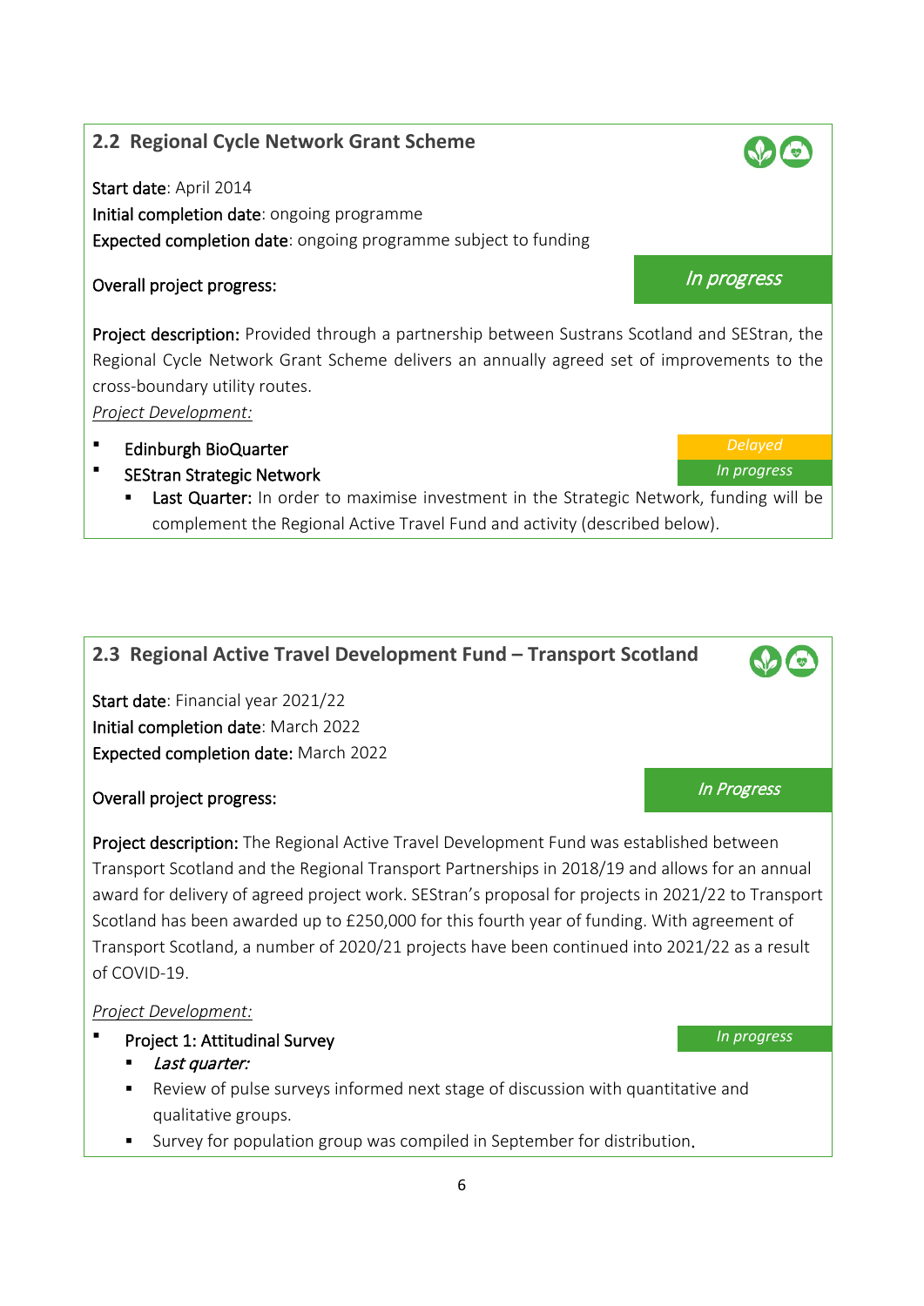## 2.2 Regional Cycle Network Grant Scheme

**Start date**: April 2014
**Initial completion date**: ongoing programme
**Expected completion date**: ongoing programme subject to funding

**Overall project progress:** *In progress*

**Project description:** Provided through a partnership between Sustrans Scotland and SEStran, the Regional Cycle Network Grant Scheme delivers an annually agreed set of improvements to the cross-boundary utility routes.

*Project Development:*

- Edinburgh BioQuarter — *Delayed*
- SEStran Strategic Network — *In progress*
  - **Last Quarter:** In order to maximise investment in the Strategic Network, funding will be complement the Regional Active Travel Fund and activity (described below).

## 2.3 Regional Active Travel Development Fund – Transport Scotland

**Start date**: Financial year 2021/22
**Initial completion date**: March 2022
**Expected completion date:** March 2022

**Overall project progress:** *In Progress*

**Project description:** The Regional Active Travel Development Fund was established between Transport Scotland and the Regional Transport Partnerships in 2018/19 and allows for an annual award for delivery of agreed project work. SEStran's proposal for projects in 2021/22 to Transport Scotland has been awarded up to £250,000 for this fourth year of funding. With agreement of Transport Scotland, a number of 2020/21 projects have been continued into 2021/22 as a result of COVID-19.

*Project Development:*

- Project 1: Attitudinal Survey — *In progress*
  - *Last quarter:*
  - Review of pulse surveys informed next stage of discussion with quantitative and qualitative groups.
  - Survey for population group was compiled in September for distribution.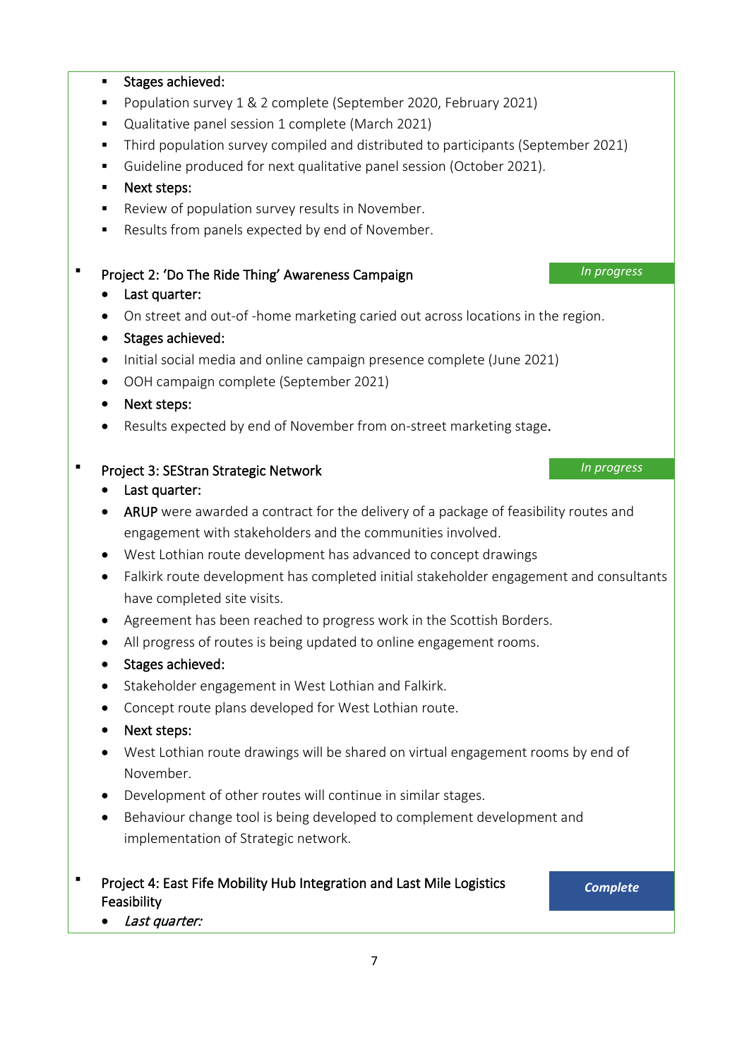- Stages achieved:
- Population survey 1 & 2 complete (September 2020, February 2021)
- Qualitative panel session 1 complete (March 2021)
- Third population survey compiled and distributed to participants (September 2021)
- Guideline produced for next qualitative panel session (October 2021).
- Next steps:
- Review of population survey results in November.
- Results from panels expected by end of November.

- Project 2: 'Do The Ride Thing' Awareness Campaign — *In progress*
  - Last quarter:
  - On street and out-of -home marketing caried out across locations in the region.
  - Stages achieved:
  - Initial social media and online campaign presence complete (June 2021)
  - OOH campaign complete (September 2021)
  - Next steps:
  - Results expected by end of November from on-street marketing stage.

- Project 3: SEStran Strategic Network — *In progress*
  - Last quarter:
  - ARUP were awarded a contract for the delivery of a package of feasibility routes and engagement with stakeholders and the communities involved.
  - West Lothian route development has advanced to concept drawings
  - Falkirk route development has completed initial stakeholder engagement and consultants have completed site visits.
  - Agreement has been reached to progress work in the Scottish Borders.
  - All progress of routes is being updated to online engagement rooms.
  - Stages achieved:
  - Stakeholder engagement in West Lothian and Falkirk.
  - Concept route plans developed for West Lothian route.
  - Next steps:
  - West Lothian route drawings will be shared on virtual engagement rooms by end of November.
  - Development of other routes will continue in similar stages.
  - Behaviour change tool is being developed to complement development and implementation of Strategic network.

- Project 4: East Fife Mobility Hub Integration and Last Mile Logistics Feasibility — ***Complete***
  - *Last quarter:*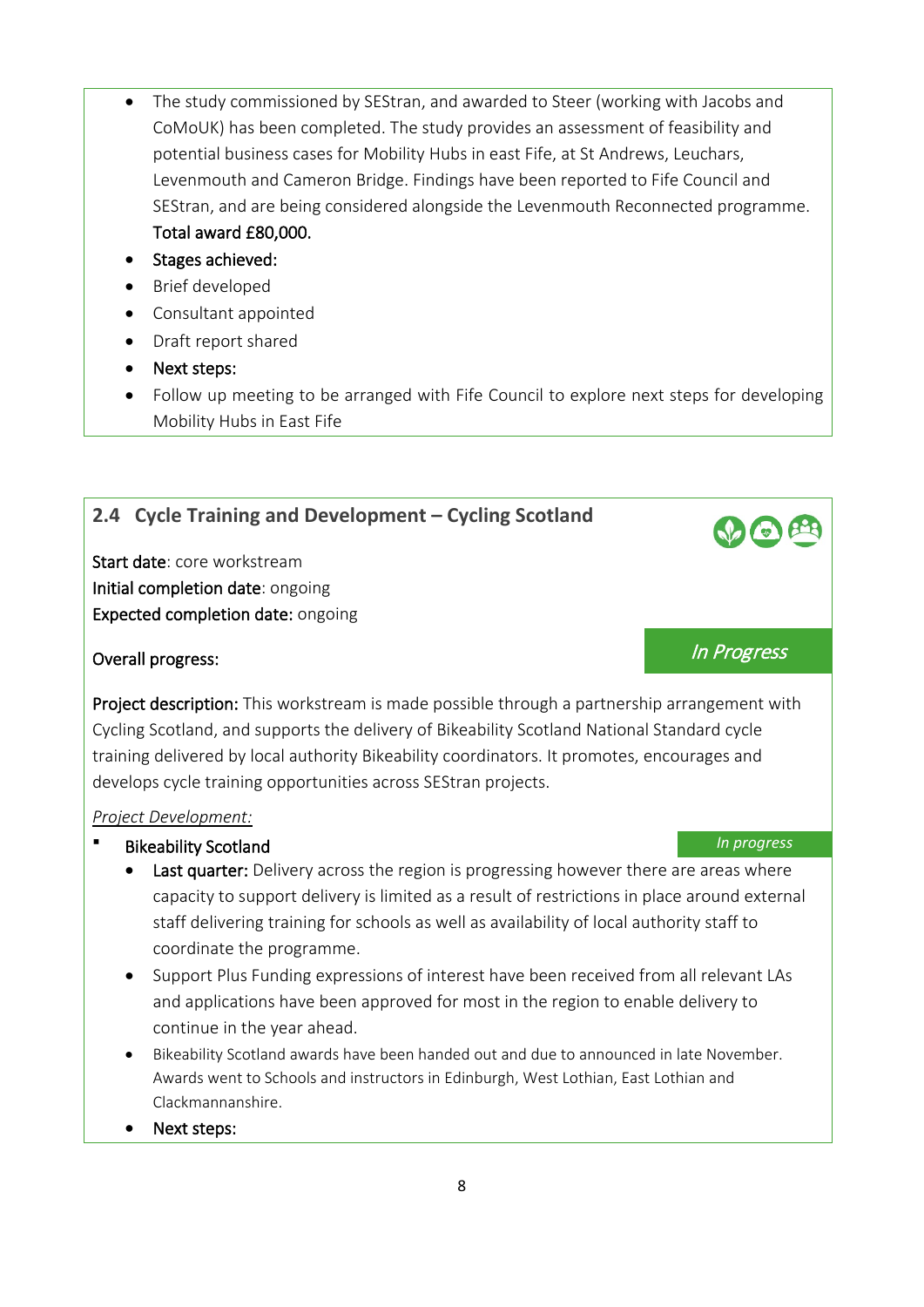- The study commissioned by SEStran, and awarded to Steer (working with Jacobs and CoMoUK) has been completed. The study provides an assessment of feasibility and potential business cases for Mobility Hubs in east Fife, at St Andrews, Leuchars, Levenmouth and Cameron Bridge. Findings have been reported to Fife Council and SEStran, and are being considered alongside the Levenmouth Reconnected programme. Total award £80,000.
- Stages achieved:
- Brief developed
- Consultant appointed
- Draft report shared
- Next steps:
- Follow up meeting to be arranged with Fife Council to explore next steps for developing Mobility Hubs in East Fife

## 2.4 Cycle Training and Development – Cycling Scotland

**Start date**: core workstream
**Initial completion date**: ongoing
**Expected completion date:** ongoing

**Overall progress:** *In Progress*

**Project description:** This workstream is made possible through a partnership arrangement with Cycling Scotland, and supports the delivery of Bikeability Scotland National Standard cycle training delivered by local authority Bikeability coordinators. It promotes, encourages and develops cycle training opportunities across SEStran projects.

*Project Development:*

▪ Bikeability Scotland — *In progress*

- **Last quarter:** Delivery across the region is progressing however there are areas where capacity to support delivery is limited as a result of restrictions in place around external staff delivering training for schools as well as availability of local authority staff to coordinate the programme.
- Support Plus Funding expressions of interest have been received from all relevant LAs and applications have been approved for most in the region to enable delivery to continue in the year ahead.
- Bikeability Scotland awards have been handed out and due to announced in late November. Awards went to Schools and instructors in Edinburgh, West Lothian, East Lothian and Clackmannanshire.
- Next steps: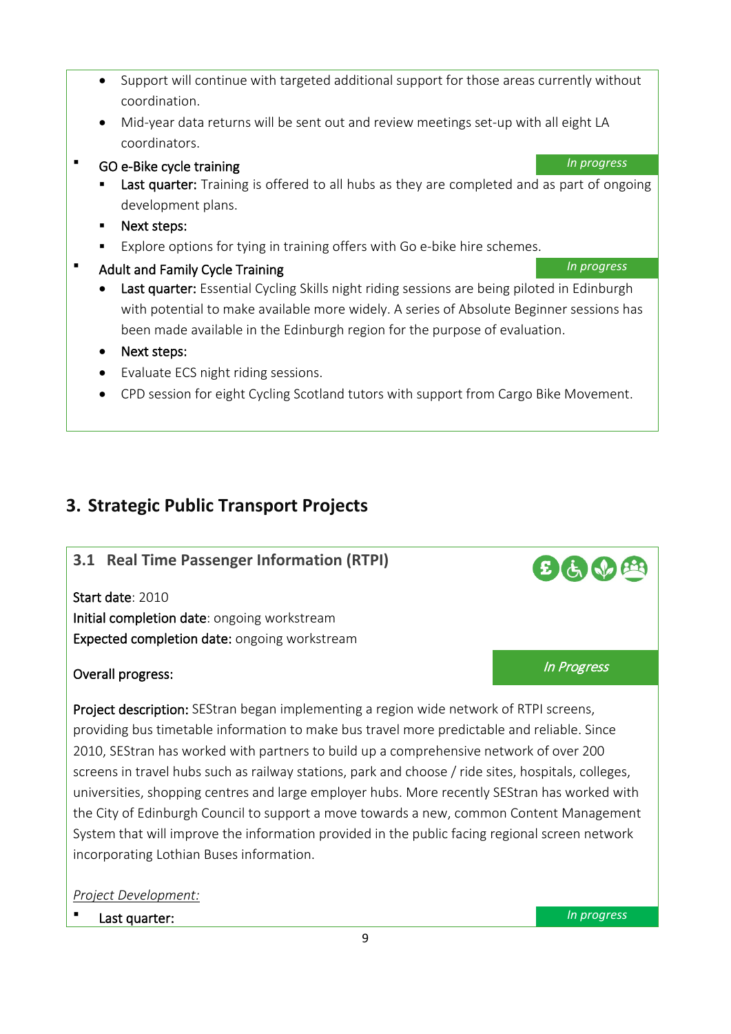- Support will continue with targeted additional support for those areas currently without coordination.
- Mid-year data returns will be sent out and review meetings set-up with all eight LA coordinators.

- GO e-Bike cycle training — *In progress*
  - **Last quarter:** Training is offered to all hubs as they are completed and as part of ongoing development plans.
  - **Next steps:**
  - Explore options for tying in training offers with Go e-bike hire schemes.
- Adult and Family Cycle Training — *In progress*
  - **Last quarter:** Essential Cycling Skills night riding sessions are being piloted in Edinburgh with potential to make available more widely. A series of Absolute Beginner sessions has been made available in the Edinburgh region for the purpose of evaluation.
  - **Next steps:**
  - Evaluate ECS night riding sessions.
  - CPD session for eight Cycling Scotland tutors with support from Cargo Bike Movement.

## 3. Strategic Public Transport Projects

### 3.1 Real Time Passenger Information (RTPI)

**Start date**: 2010
**Initial completion date**: ongoing workstream
**Expected completion date:** ongoing workstream

**Overall progress:** *In Progress*

**Project description:** SEStran began implementing a region wide network of RTPI screens, providing bus timetable information to make bus travel more predictable and reliable. Since 2010, SEStran has worked with partners to build up a comprehensive network of over 200 screens in travel hubs such as railway stations, park and choose / ride sites, hospitals, colleges, universities, shopping centres and large employer hubs. More recently SEStran has worked with the City of Edinburgh Council to support a move towards a new, common Content Management System that will improve the information provided in the public facing regional screen network incorporating Lothian Buses information.

*Project Development:*

- Last quarter: — *In progress*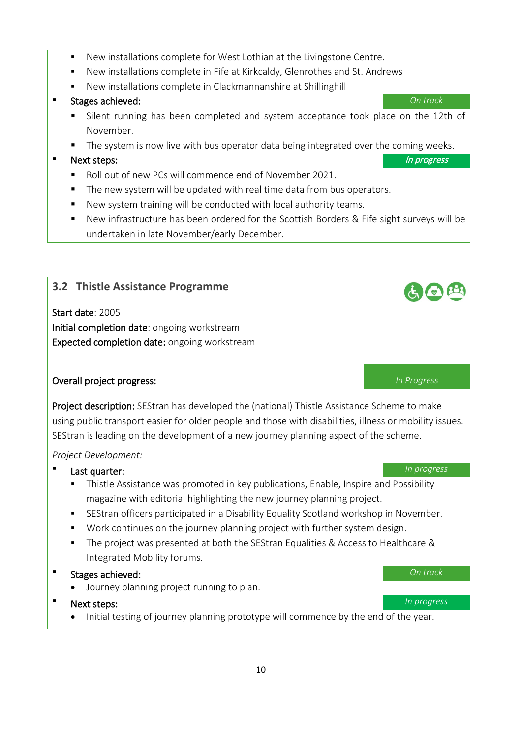- New installations complete for West Lothian at the Livingstone Centre.
- New installations complete in Fife at Kirkcaldy, Glenrothes and St. Andrews
- New installations complete in Clackmannanshire at Shillinghill

- Stages achieved: *On track*
  - Silent running has been completed and system acceptance took place on the 12th of November.
  - The system is now live with bus operator data being integrated over the coming weeks.
- Next steps: *In progress*
  - Roll out of new PCs will commence end of November 2021.
  - The new system will be updated with real time data from bus operators.
  - New system training will be conducted with local authority teams.
  - New infrastructure has been ordered for the Scottish Borders & Fife sight surveys will be undertaken in late November/early December.

## 3.2 Thistle Assistance Programme

**Start date**: 2005
**Initial completion date**: ongoing workstream
**Expected completion date:** ongoing workstream

**Overall project progress:** *In Progress*

**Project description:** SEStran has developed the (national) Thistle Assistance Scheme to make using public transport easier for older people and those with disabilities, illness or mobility issues. SEStran is leading on the development of a new journey planning aspect of the scheme.

*Project Development:*

- Last quarter: *In progress*
  - Thistle Assistance was promoted in key publications, Enable, Inspire and Possibility magazine with editorial highlighting the new journey planning project.
  - SEStran officers participated in a Disability Equality Scotland workshop in November.
  - Work continues on the journey planning project with further system design.
  - The project was presented at both the SEStran Equalities & Access to Healthcare & Integrated Mobility forums.
- Stages achieved: *On track*
  - Journey planning project running to plan.
- Next steps: *In progress*
  - Initial testing of journey planning prototype will commence by the end of the year.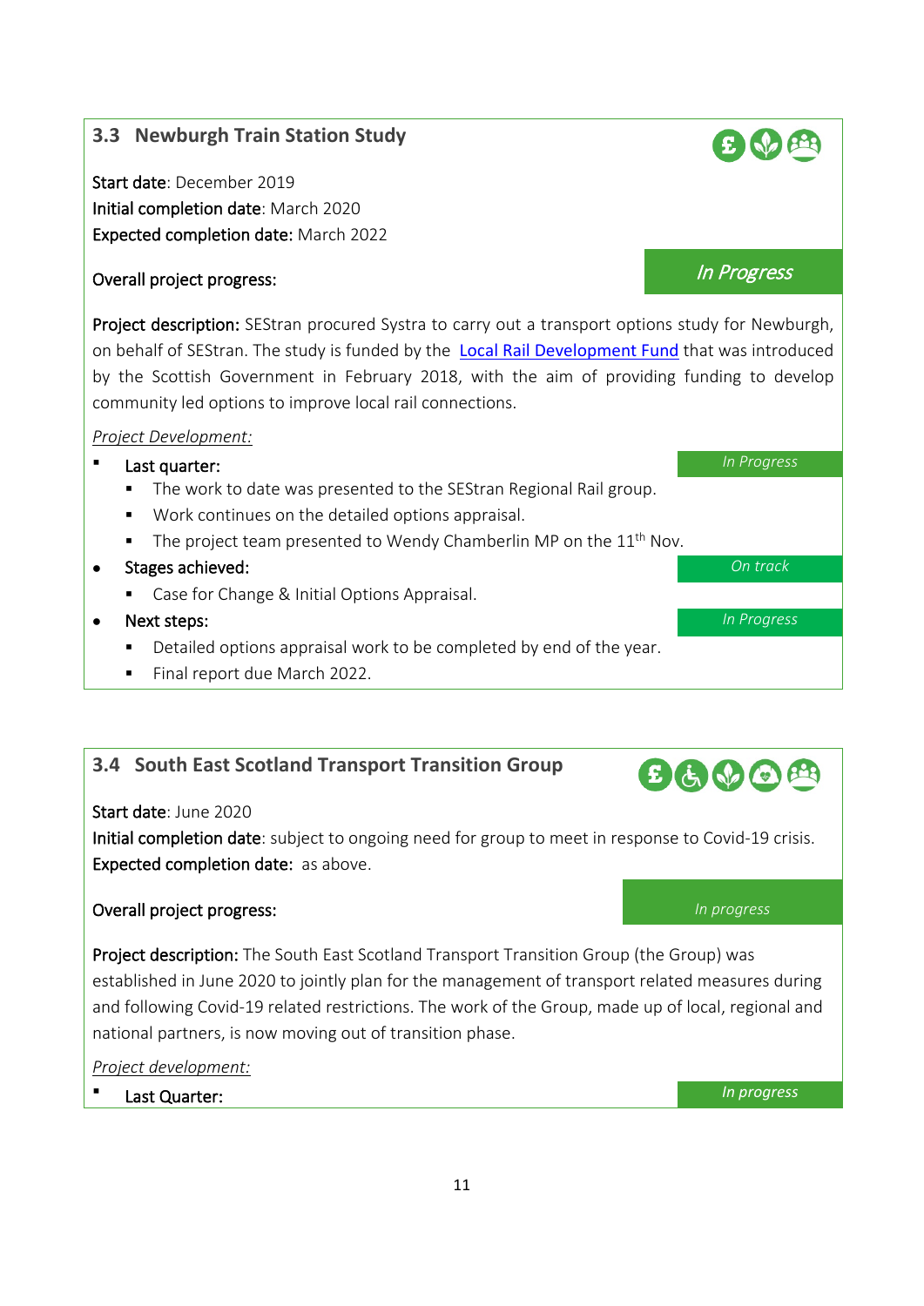### 3.3 Newburgh Train Station Study

**Start date**: December 2019
**Initial completion date**: March 2020
**Expected completion date:** March 2022

**Overall project progress:** *In Progress*

**Project description:** SEStran procured Systra to carry out a transport options study for Newburgh, on behalf of SEStran. The study is funded by the [Local Rail Development Fund]() that was introduced by the Scottish Government in February 2018, with the aim of providing funding to develop community led options to improve local rail connections.

*Project Development:*

- Last quarter: *In Progress*
  - The work to date was presented to the SEStran Regional Rail group.
  - Work continues on the detailed options appraisal.
  - The project team presented to Wendy Chamberlin MP on the 11th Nov.
- Stages achieved: *On track*
  - Case for Change & Initial Options Appraisal.
- Next steps: *In Progress*
  - Detailed options appraisal work to be completed by end of the year.
  - Final report due March 2022.

### 3.4 South East Scotland Transport Transition Group

**Start date**: June 2020
**Initial completion date**: subject to ongoing need for group to meet in response to Covid-19 crisis.
**Expected completion date:** as above.

**Overall project progress:** *In progress*

**Project description:** The South East Scotland Transport Transition Group (the Group) was established in June 2020 to jointly plan for the management of transport related measures during and following Covid-19 related restrictions. The work of the Group, made up of local, regional and national partners, is now moving out of transition phase.

*Project development:*

- Last Quarter: *In progress*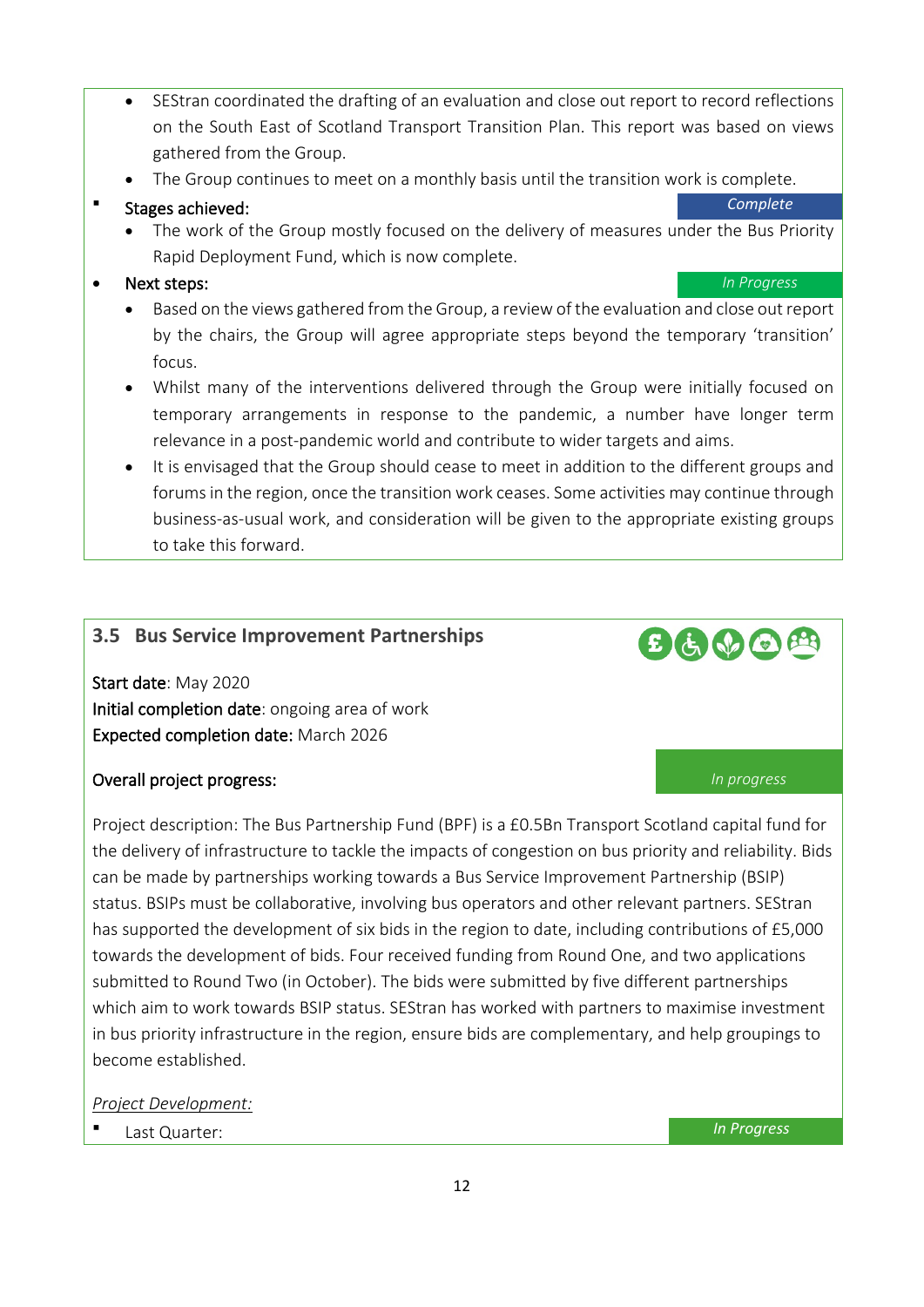- SEStran coordinated the drafting of an evaluation and close out report to record reflections on the South East of Scotland Transport Transition Plan. This report was based on views gathered from the Group.
- The Group continues to meet on a monthly basis until the transition work is complete.

▪ Stages achieved: *Complete*

- The work of the Group mostly focused on the delivery of measures under the Bus Priority Rapid Deployment Fund, which is now complete.

• Next steps: *In Progress*

- Based on the views gathered from the Group, a review of the evaluation and close out report by the chairs, the Group will agree appropriate steps beyond the temporary 'transition' focus.
- Whilst many of the interventions delivered through the Group were initially focused on temporary arrangements in response to the pandemic, a number have longer term relevance in a post-pandemic world and contribute to wider targets and aims.
- It is envisaged that the Group should cease to meet in addition to the different groups and forums in the region, once the transition work ceases. Some activities may continue through business-as-usual work, and consideration will be given to the appropriate existing groups to take this forward.

## 3.5 Bus Service Improvement Partnerships

**Start date**: May 2020
**Initial completion date**: ongoing area of work
**Expected completion date:** March 2026

**Overall project progress:** *In progress*

Project description: The Bus Partnership Fund (BPF) is a £0.5Bn Transport Scotland capital fund for the delivery of infrastructure to tackle the impacts of congestion on bus priority and reliability. Bids can be made by partnerships working towards a Bus Service Improvement Partnership (BSIP) status. BSIPs must be collaborative, involving bus operators and other relevant partners. SEStran has supported the development of six bids in the region to date, including contributions of £5,000 towards the development of bids. Four received funding from Round One, and two applications submitted to Round Two (in October). The bids were submitted by five different partnerships which aim to work towards BSIP status. SEStran has worked with partners to maximise investment in bus priority infrastructure in the region, ensure bids are complementary, and help groupings to become established.

*Project Development:*

▪ Last Quarter: *In Progress*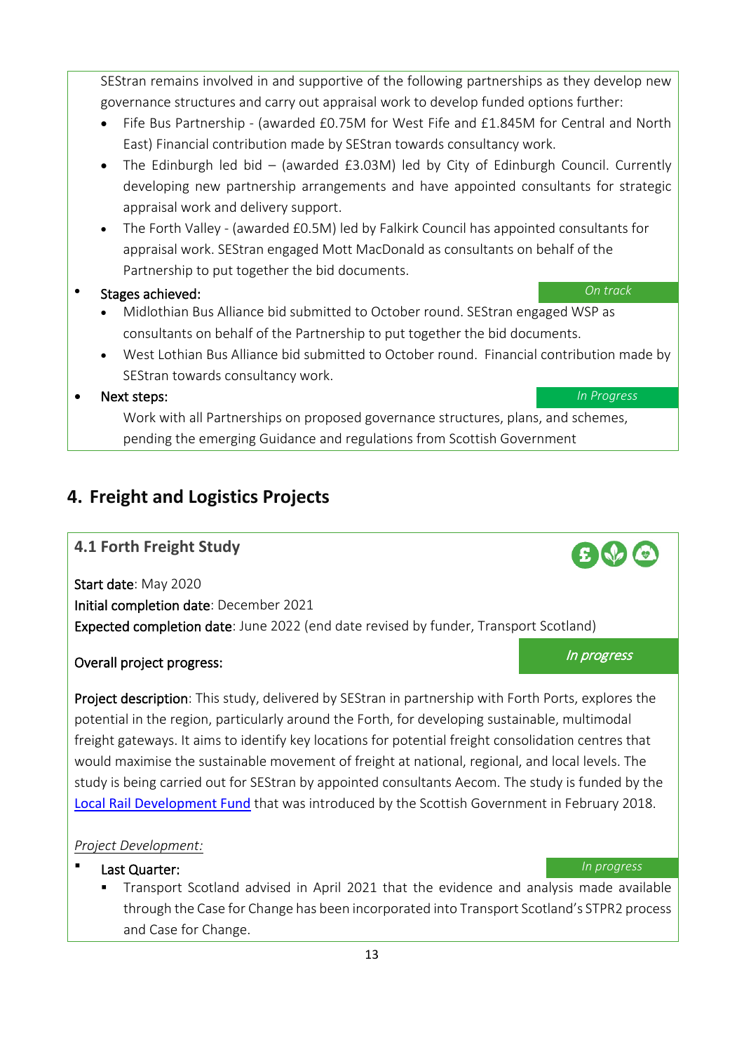SEStran remains involved in and supportive of the following partnerships as they develop new governance structures and carry out appraisal work to develop funded options further:

- Fife Bus Partnership - (awarded £0.75M for West Fife and £1.845M for Central and North East) Financial contribution made by SEStran towards consultancy work.
- The Edinburgh led bid – (awarded £3.03M) led by City of Edinburgh Council. Currently developing new partnership arrangements and have appointed consultants for strategic appraisal work and delivery support.
- The Forth Valley - (awarded £0.5M) led by Falkirk Council has appointed consultants for appraisal work. SEStran engaged Mott MacDonald as consultants on behalf of the Partnership to put together the bid documents.

- Stages achieved: *On track*
  - Midlothian Bus Alliance bid submitted to October round. SEStran engaged WSP as consultants on behalf of the Partnership to put together the bid documents.
  - West Lothian Bus Alliance bid submitted to October round. Financial contribution made by SEStran towards consultancy work.
- Next steps: *In Progress*

  Work with all Partnerships on proposed governance structures, plans, and schemes, pending the emerging Guidance and regulations from Scottish Government

## 4. Freight and Logistics Projects

### 4.1 Forth Freight Study

**Start date**: May 2020

**Initial completion date**: December 2021

**Expected completion date**: June 2022 (end date revised by funder, Transport Scotland)

**Overall project progress:** *In progress*

**Project description**: This study, delivered by SEStran in partnership with Forth Ports, explores the potential in the region, particularly around the Forth, for developing sustainable, multimodal freight gateways. It aims to identify key locations for potential freight consolidation centres that would maximise the sustainable movement of freight at national, regional, and local levels. The study is being carried out for SEStran by appointed consultants Aecom. The study is funded by the Local Rail Development Fund that was introduced by the Scottish Government in February 2018.

*Project Development:*

- Last Quarter: *In progress*
  - Transport Scotland advised in April 2021 that the evidence and analysis made available through the Case for Change has been incorporated into Transport Scotland's STPR2 process and Case for Change.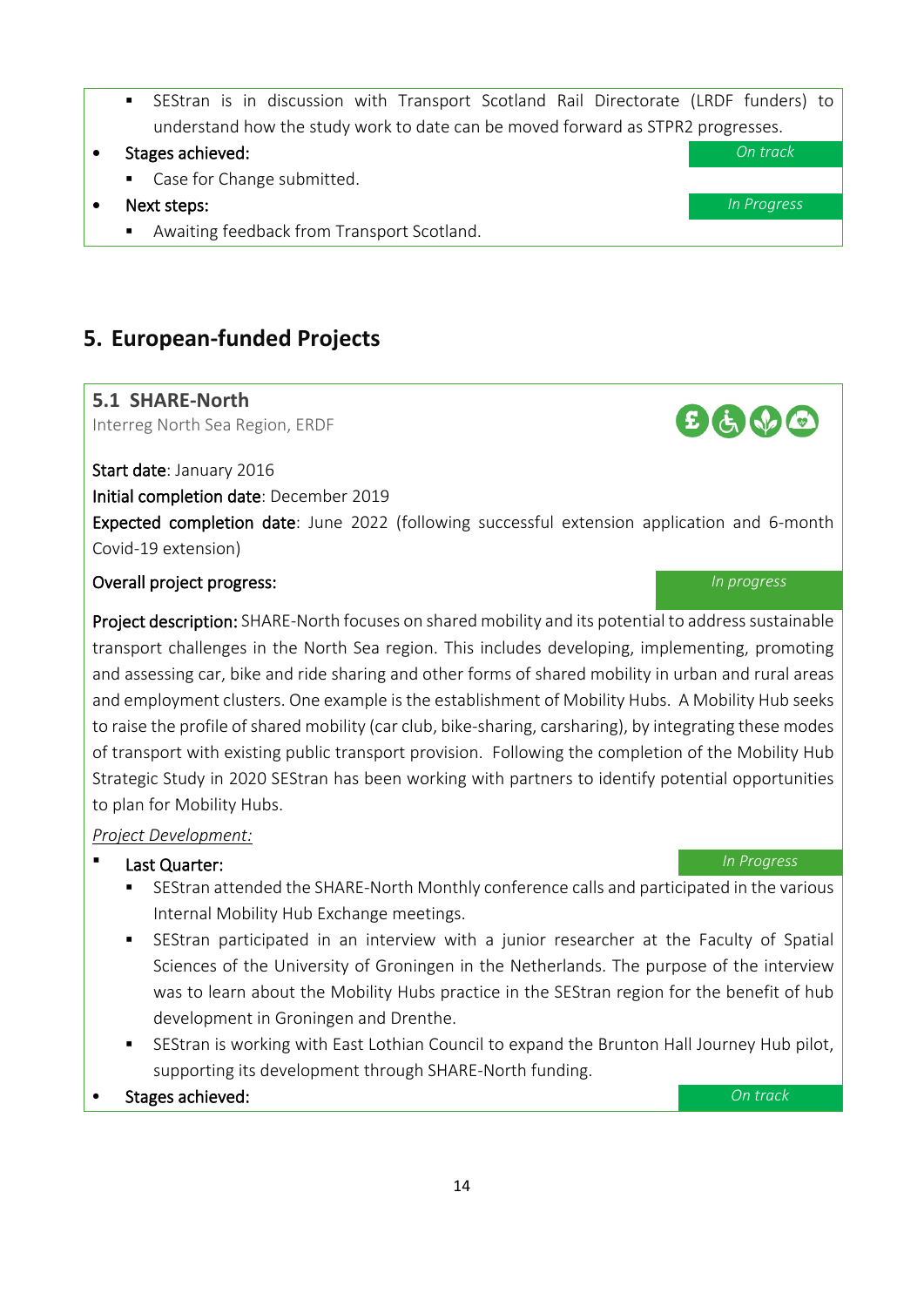- SEStran is in discussion with Transport Scotland Rail Directorate (LRDF funders) to understand how the study work to date can be moved forward as STPR2 progresses.

- Stages achieved: *On track*
  - Case for Change submitted.
- Next steps: *In Progress*
  - Awaiting feedback from Transport Scotland.

## 5. European-funded Projects

### 5.1 SHARE-North

Interreg North Sea Region, ERDF

**Start date**: January 2016

**Initial completion date**: December 2019

**Expected completion date**: June 2022 (following successful extension application and 6-month Covid-19 extension)

**Overall project progress:** *In progress*

**Project description:** SHARE-North focuses on shared mobility and its potential to address sustainable transport challenges in the North Sea region. This includes developing, implementing, promoting and assessing car, bike and ride sharing and other forms of shared mobility in urban and rural areas and employment clusters. One example is the establishment of Mobility Hubs. A Mobility Hub seeks to raise the profile of shared mobility (car club, bike-sharing, carsharing), by integrating these modes of transport with existing public transport provision. Following the completion of the Mobility Hub Strategic Study in 2020 SEStran has been working with partners to identify potential opportunities to plan for Mobility Hubs.

*Project Development:*

- Last Quarter: *In Progress*
  - SEStran attended the SHARE-North Monthly conference calls and participated in the various Internal Mobility Hub Exchange meetings.
  - SEStran participated in an interview with a junior researcher at the Faculty of Spatial Sciences of the University of Groningen in the Netherlands. The purpose of the interview was to learn about the Mobility Hubs practice in the SEStran region for the benefit of hub development in Groningen and Drenthe.
  - SEStran is working with East Lothian Council to expand the Brunton Hall Journey Hub pilot, supporting its development through SHARE-North funding.
- Stages achieved: *On track*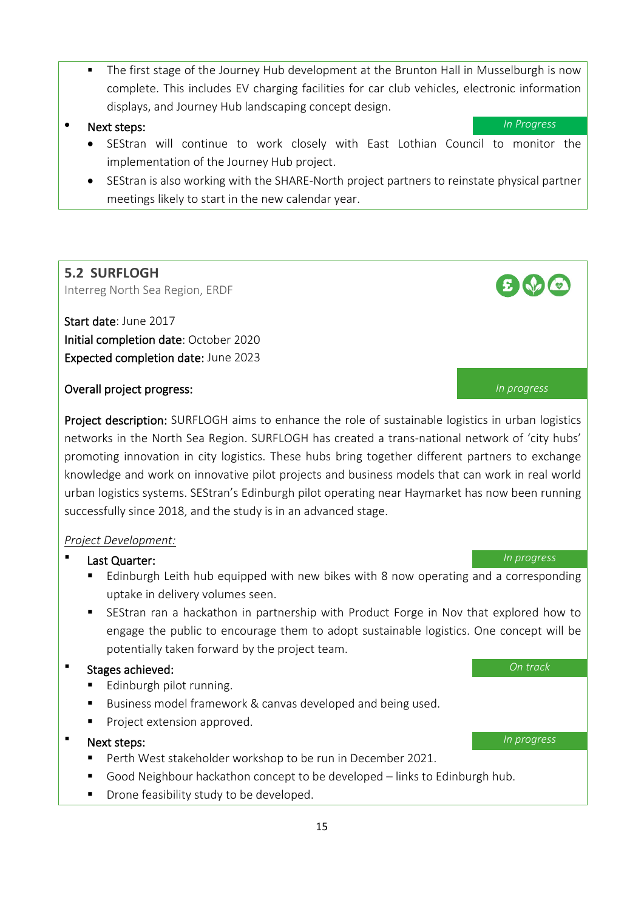- The first stage of the Journey Hub development at the Brunton Hall in Musselburgh is now complete. This includes EV charging facilities for car club vehicles, electronic information displays, and Journey Hub landscaping concept design.

- Next steps: *In Progress*
  - SEStran will continue to work closely with East Lothian Council to monitor the implementation of the Journey Hub project.
  - SEStran is also working with the SHARE-North project partners to reinstate physical partner meetings likely to start in the new calendar year.

## 5.2 SURFLOGH

Interreg North Sea Region, ERDF

**Start date**: June 2017
**Initial completion date**: October 2020
**Expected completion date:** June 2023

**Overall project progress:** *In progress*

**Project description:** SURFLOGH aims to enhance the role of sustainable logistics in urban logistics networks in the North Sea Region. SURFLOGH has created a trans-national network of 'city hubs' promoting innovation in city logistics. These hubs bring together different partners to exchange knowledge and work on innovative pilot projects and business models that can work in real world urban logistics systems. SEStran's Edinburgh pilot operating near Haymarket has now been running successfully since 2018, and the study is in an advanced stage.

*Project Development:*

- Last Quarter: *In progress*
  - Edinburgh Leith hub equipped with new bikes with 8 now operating and a corresponding uptake in delivery volumes seen.
  - SEStran ran a hackathon in partnership with Product Forge in Nov that explored how to engage the public to encourage them to adopt sustainable logistics. One concept will be potentially taken forward by the project team.

- Stages achieved: *On track*
  - Edinburgh pilot running.
  - Business model framework & canvas developed and being used.
  - Project extension approved.

- Next steps: *In progress*
  - Perth West stakeholder workshop to be run in December 2021.
  - Good Neighbour hackathon concept to be developed – links to Edinburgh hub.
  - Drone feasibility study to be developed.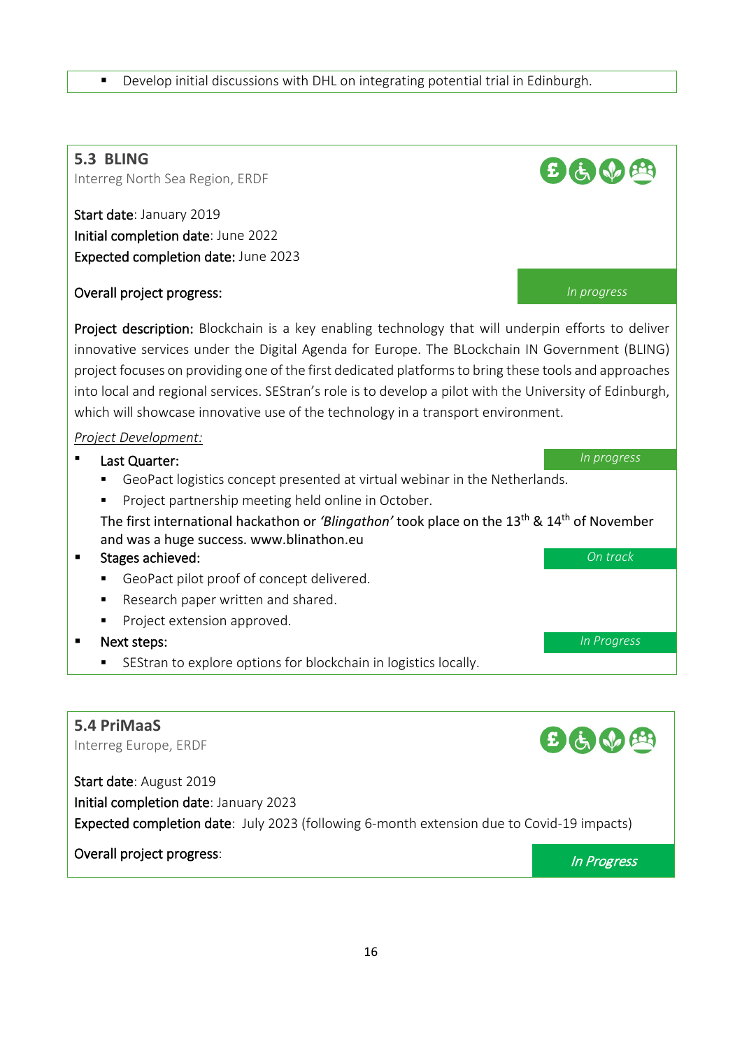- Develop initial discussions with DHL on integrating potential trial in Edinburgh.

## 5.3 BLING

Interreg North Sea Region, ERDF

**Start date**: January 2019
**Initial completion date**: June 2022
**Expected completion date:** June 2023

**Overall project progress:** *In progress*

**Project description:** Blockchain is a key enabling technology that will underpin efforts to deliver innovative services under the Digital Agenda for Europe. The BLockchain IN Government (BLING) project focuses on providing one of the first dedicated platforms to bring these tools and approaches into local and regional services. SEStran's role is to develop a pilot with the University of Edinburgh, which will showcase innovative use of the technology in a transport environment.

*Project Development:*

- **Last Quarter:** *In progress*
  - GeoPact logistics concept presented at virtual webinar in the Netherlands.
  - Project partnership meeting held online in October.

  The first international hackathon or *'Blingathon'* took place on the 13th & 14th of November and was a huge success. www.blinathon.eu
- **Stages achieved:** *On track*
  - GeoPact pilot proof of concept delivered.
  - Research paper written and shared.
  - Project extension approved.
- **Next steps:** *In Progress*
  - SEStran to explore options for blockchain in logistics locally.

## 5.4 PriMaaS

Interreg Europe, ERDF

**Start date**: August 2019
**Initial completion date**: January 2023
**Expected completion date**: July 2023 (following 6-month extension due to Covid-19 impacts)

**Overall project progress**: *In Progress*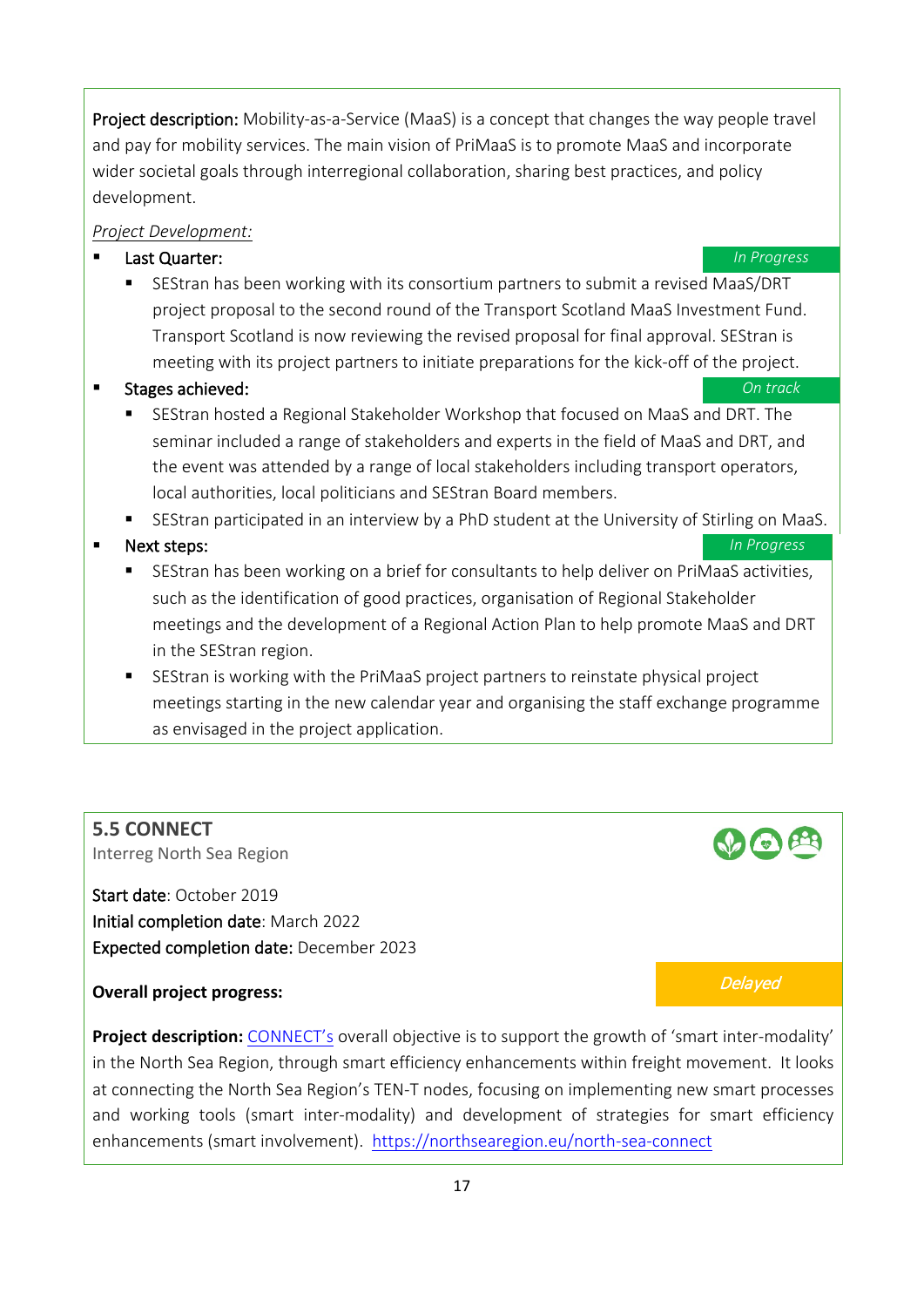**Project description:** Mobility-as-a-Service (MaaS) is a concept that changes the way people travel and pay for mobility services. The main vision of PriMaaS is to promote MaaS and incorporate wider societal goals through interregional collaboration, sharing best practices, and policy development.

*Project Development:*

- Last Quarter: *In Progress*
  - SEStran has been working with its consortium partners to submit a revised MaaS/DRT project proposal to the second round of the Transport Scotland MaaS Investment Fund. Transport Scotland is now reviewing the revised proposal for final approval. SEStran is meeting with its project partners to initiate preparations for the kick-off of the project.
- Stages achieved: *On track*
  - SEStran hosted a Regional Stakeholder Workshop that focused on MaaS and DRT. The seminar included a range of stakeholders and experts in the field of MaaS and DRT, and the event was attended by a range of local stakeholders including transport operators, local authorities, local politicians and SEStran Board members.
  - SEStran participated in an interview by a PhD student at the University of Stirling on MaaS.
- Next steps: *In Progress*
  - SEStran has been working on a brief for consultants to help deliver on PriMaaS activities, such as the identification of good practices, organisation of Regional Stakeholder meetings and the development of a Regional Action Plan to help promote MaaS and DRT in the SEStran region.
  - SEStran is working with the PriMaaS project partners to reinstate physical project meetings starting in the new calendar year and organising the staff exchange programme as envisaged in the project application.

## 5.5 CONNECT

Interreg North Sea Region

**Start date**: October 2019
**Initial completion date**: March 2022
**Expected completion date:** December 2023

**Overall project progress:** *Delayed*

**Project description:** CONNECT's overall objective is to support the growth of 'smart inter-modality' in the North Sea Region, through smart efficiency enhancements within freight movement. It looks at connecting the North Sea Region's TEN-T nodes, focusing on implementing new smart processes and working tools (smart inter-modality) and development of strategies for smart efficiency enhancements (smart involvement). https://northsearegion.eu/north-sea-connect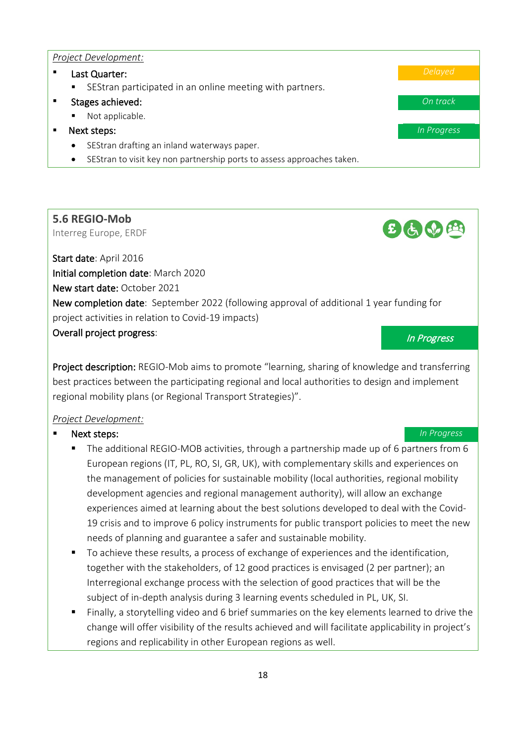*Project Development:*

- **Last Quarter:** *Delayed*
  - SEStran participated in an online meeting with partners.
- **Stages achieved:** *On track*
  - Not applicable.
- **Next steps:** *In Progress*
  - SEStran drafting an inland waterways paper.
  - SEStran to visit key non partnership ports to assess approaches taken.

## 5.6 REGIO-Mob

Interreg Europe, ERDF

**Start date**: April 2016
**Initial completion date**: March 2020
**New start date:** October 2021
**New completion date**: September 2022 (following approval of additional 1 year funding for project activities in relation to Covid-19 impacts)
**Overall project progress**: *In Progress*

**Project description:** REGIO-Mob aims to promote "learning, sharing of knowledge and transferring best practices between the participating regional and local authorities to design and implement regional mobility plans (or Regional Transport Strategies)".

*Project Development:*

- **Next steps:** *In Progress*
  - The additional REGIO-MOB activities, through a partnership made up of 6 partners from 6 European regions (IT, PL, RO, SI, GR, UK), with complementary skills and experiences on the management of policies for sustainable mobility (local authorities, regional mobility development agencies and regional management authority), will allow an exchange experiences aimed at learning about the best solutions developed to deal with the Covid-19 crisis and to improve 6 policy instruments for public transport policies to meet the new needs of planning and guarantee a safer and sustainable mobility.
  - To achieve these results, a process of exchange of experiences and the identification, together with the stakeholders, of 12 good practices is envisaged (2 per partner); an Interregional exchange process with the selection of good practices that will be the subject of in-depth analysis during 3 learning events scheduled in PL, UK, SI.
  - Finally, a storytelling video and 6 brief summaries on the key elements learned to drive the change will offer visibility of the results achieved and will facilitate applicability in project's regions and replicability in other European regions as well.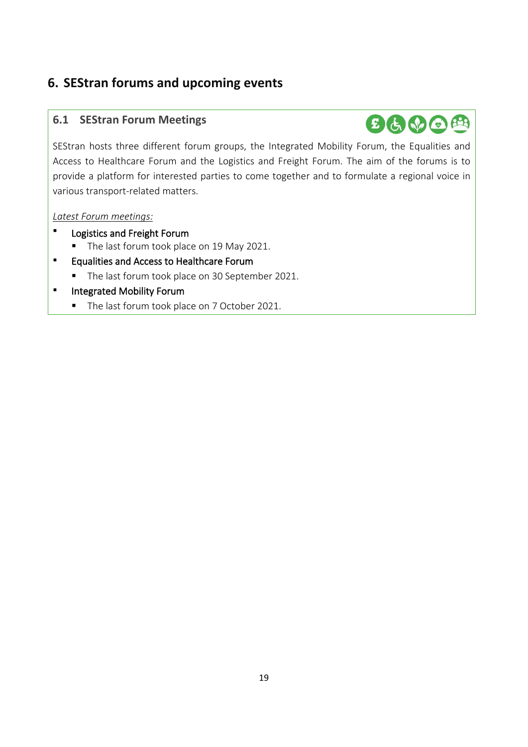# 6. SEStran forums and upcoming events

## 6.1 SEStran Forum Meetings

SEStran hosts three different forum groups, the Integrated Mobility Forum, the Equalities and Access to Healthcare Forum and the Logistics and Freight Forum. The aim of the forums is to provide a platform for interested parties to come together and to formulate a regional voice in various transport-related matters.

*Latest Forum meetings:*

- Logistics and Freight Forum
  - The last forum took place on 19 May 2021.
- Equalities and Access to Healthcare Forum
  - The last forum took place on 30 September 2021.
- Integrated Mobility Forum
  - The last forum took place on 7 October 2021.